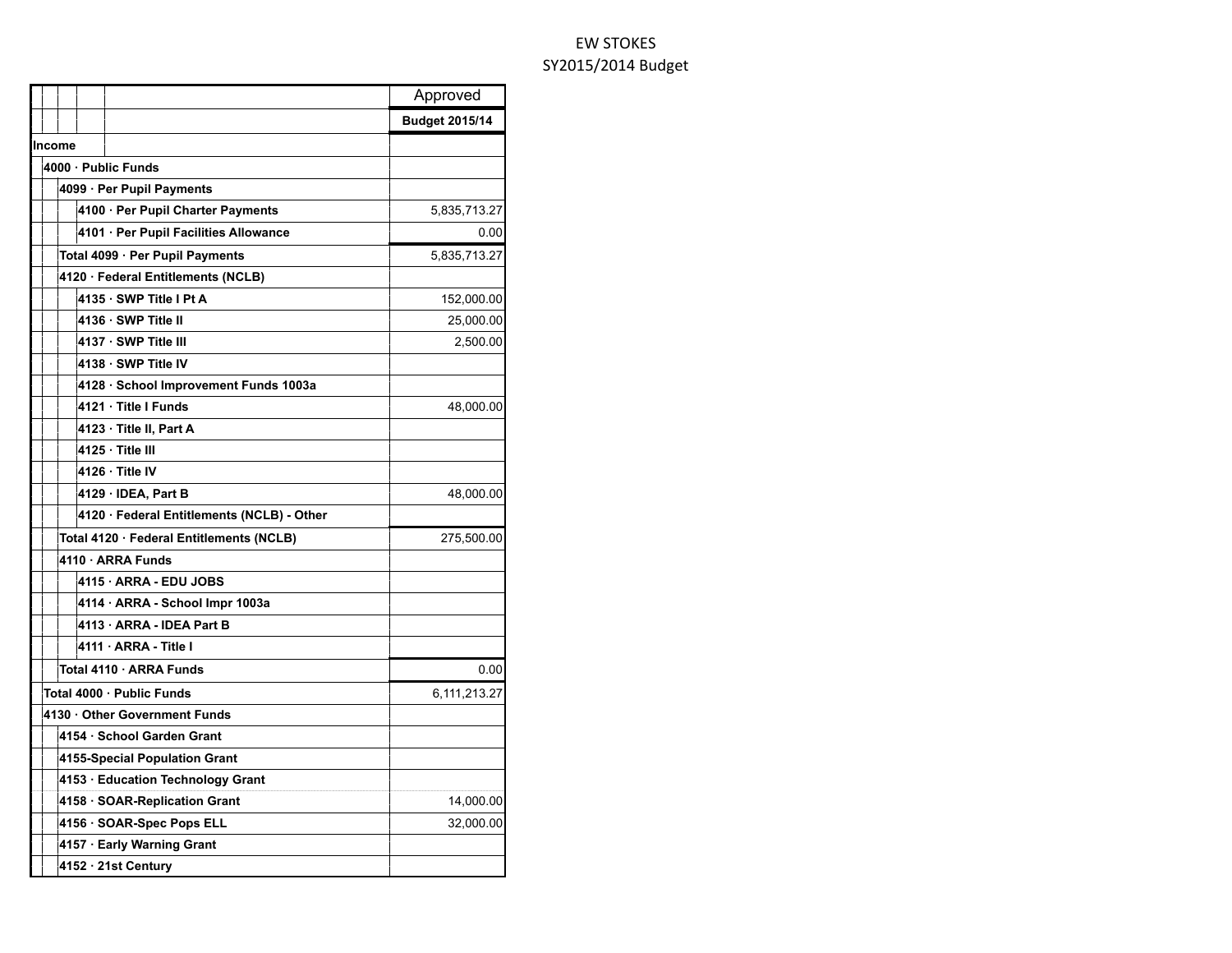# EW STOKES

## SY2015/2014 Budget

| | Approved |
|---|---|
| | **Budget 2015/14** |
| **Income** | |
| **4000 · Public Funds** | |
| **4099 · Per Pupil Payments** | |
| **4100 · Per Pupil Charter Payments** | 5,835,713.27 |
| **4101 · Per Pupil Facilities Allowance** | 0.00 |
| **Total 4099 · Per Pupil Payments** | 5,835,713.27 |
| **4120 · Federal Entitlements (NCLB)** | |
| **4135 · SWP Title I Pt A** | 152,000.00 |
| **4136 · SWP Title II** | 25,000.00 |
| **4137 · SWP Title III** | 2,500.00 |
| **4138 · SWP Title IV** | |
| **4128 · School Improvement Funds 1003a** | |
| **4121 · Title I Funds** | 48,000.00 |
| **4123 · Title II, Part A** | |
| **4125 · Title III** | |
| **4126 · Title IV** | |
| **4129 · IDEA, Part B** | 48,000.00 |
| **4120 · Federal Entitlements (NCLB) - Other** | |
| **Total 4120 · Federal Entitlements (NCLB)** | 275,500.00 |
| **4110 · ARRA Funds** | |
| **4115 · ARRA - EDU JOBS** | |
| **4114 · ARRA - School Impr 1003a** | |
| **4113 · ARRA - IDEA Part B** | |
| **4111 · ARRA - Title I** | |
| **Total 4110 · ARRA Funds** | 0.00 |
| **Total 4000 · Public Funds** | 6,111,213.27 |
| **4130 · Other Government Funds** | |
| **4154 · School Garden Grant** | |
| **4155-Special Population Grant** | |
| **4153 · Education Technology Grant** | |
| **4158 · SOAR-Replication Grant** | 14,000.00 |
| **4156 · SOAR-Spec Pops ELL** | 32,000.00 |
| **4157 · Early Warning Grant** | |
| **4152 · 21st Century** | |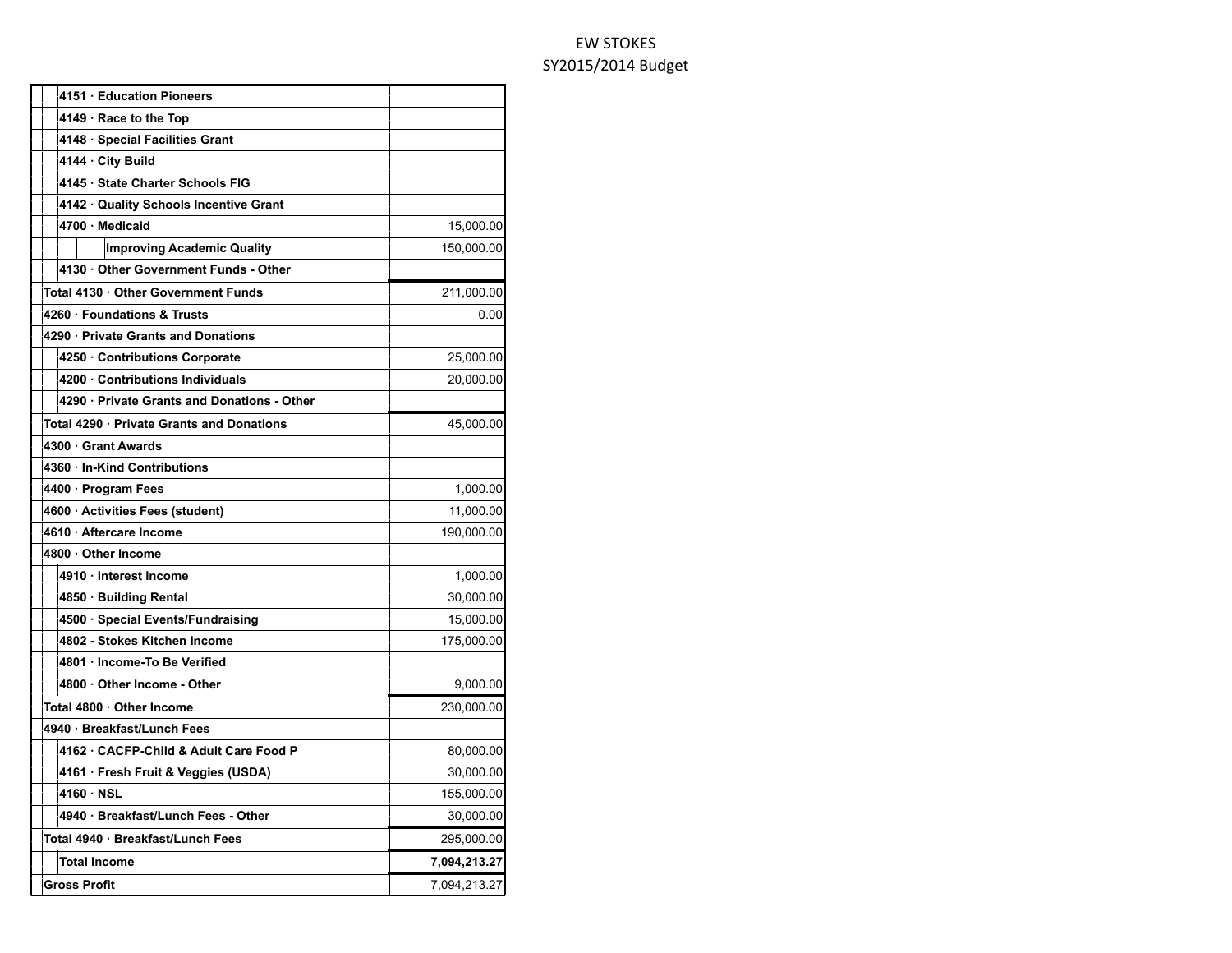# EW STOKES

## SY2015/2014 Budget

| Account | Amount |
|---|---|
| 4151 · Education Pioneers | |
| 4149 · Race to the Top | |
| 4148 · Special Facilities Grant | |
| 4144 · City Build | |
| 4145 · State Charter Schools FIG | |
| 4142 · Quality Schools Incentive Grant | |
| 4700 · Medicaid | 15,000.00 |
| Improving Academic Quality | 150,000.00 |
| 4130 · Other Government Funds - Other | |
| Total 4130 · Other Government Funds | 211,000.00 |
| 4260 · Foundations & Trusts | 0.00 |
| 4290 · Private Grants and Donations | |
| 4250 · Contributions Corporate | 25,000.00 |
| 4200 · Contributions Individuals | 20,000.00 |
| 4290 · Private Grants and Donations - Other | |
| Total 4290 · Private Grants and Donations | 45,000.00 |
| 4300 · Grant Awards | |
| 4360 · In-Kind Contributions | |
| 4400 · Program Fees | 1,000.00 |
| 4600 · Activities Fees (student) | 11,000.00 |
| 4610 · Aftercare Income | 190,000.00 |
| 4800 · Other Income | |
| 4910 · Interest Income | 1,000.00 |
| 4850 · Building Rental | 30,000.00 |
| 4500 · Special Events/Fundraising | 15,000.00 |
| 4802 - Stokes Kitchen Income | 175,000.00 |
| 4801 · Income-To Be Verified | |
| 4800 · Other Income - Other | 9,000.00 |
| Total 4800 · Other Income | 230,000.00 |
| 4940 · Breakfast/Lunch Fees | |
| 4162 · CACFP-Child & Adult Care Food P | 80,000.00 |
| 4161 · Fresh Fruit & Veggies (USDA) | 30,000.00 |
| 4160 · NSL | 155,000.00 |
| 4940 · Breakfast/Lunch Fees - Other | 30,000.00 |
| Total 4940 · Breakfast/Lunch Fees | 295,000.00 |
| **Total Income** | **7,094,213.27** |
| **Gross Profit** | 7,094,213.27 |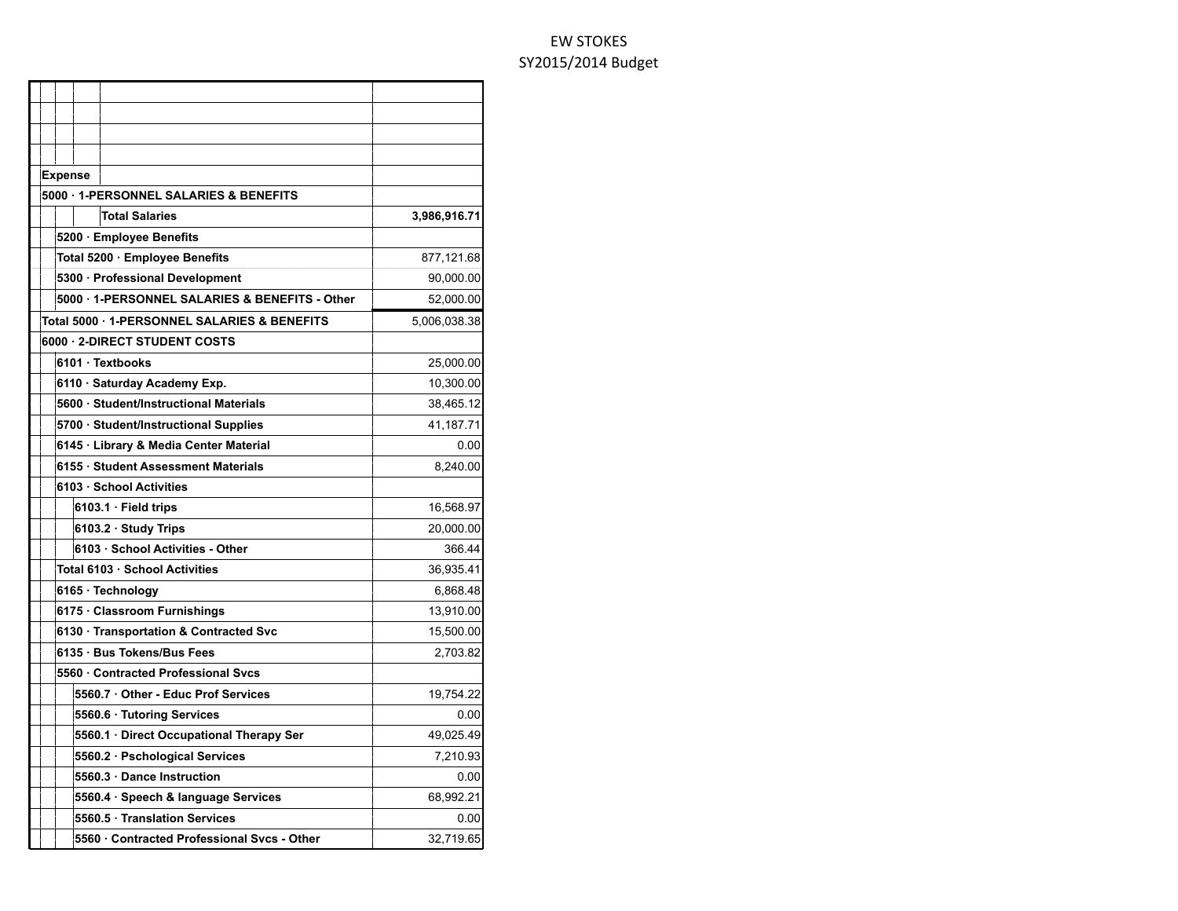EW STOKES
SY2015/2014 Budget

| | |
|---|---|
| **Expense** | |
| **5000 · 1-PERSONNEL SALARIES & BENEFITS** | |
| **Total Salaries** | **3,986,916.71** |
| **5200 · Employee Benefits** | |
| **Total 5200 · Employee Benefits** | 877,121.68 |
| **5300 · Professional Development** | 90,000.00 |
| **5000 · 1-PERSONNEL SALARIES & BENEFITS - Other** | 52,000.00 |
| **Total 5000 · 1-PERSONNEL SALARIES & BENEFITS** | 5,006,038.38 |
| **6000 · 2-DIRECT STUDENT COSTS** | |
| **6101 · Textbooks** | 25,000.00 |
| **6110 · Saturday Academy Exp.** | 10,300.00 |
| **5600 · Student/Instructional Materials** | 38,465.12 |
| **5700 · Student/Instructional Supplies** | 41,187.71 |
| **6145 · Library & Media Center Material** | 0.00 |
| **6155 · Student Assessment Materials** | 8,240.00 |
| **6103 · School Activities** | |
| **6103.1 · Field trips** | 16,568.97 |
| **6103.2 · Study Trips** | 20,000.00 |
| **6103 · School Activities - Other** | 366.44 |
| **Total 6103 · School Activities** | 36,935.41 |
| **6165 · Technology** | 6,868.48 |
| **6175 · Classroom Furnishings** | 13,910.00 |
| **6130 · Transportation & Contracted Svc** | 15,500.00 |
| **6135 · Bus Tokens/Bus Fees** | 2,703.82 |
| **5560 · Contracted Professional Svcs** | |
| **5560.7 · Other - Educ Prof Services** | 19,754.22 |
| **5560.6 · Tutoring Services** | 0.00 |
| **5560.1 · Direct Occupational Therapy Ser** | 49,025.49 |
| **5560.2 · Pschological Services** | 7,210.93 |
| **5560.3 · Dance Instruction** | 0.00 |
| **5560.4 · Speech & language Services** | 68,992.21 |
| **5560.5 · Translation Services** | 0.00 |
| **5560 · Contracted Professional Svcs - Other** | 32,719.65 |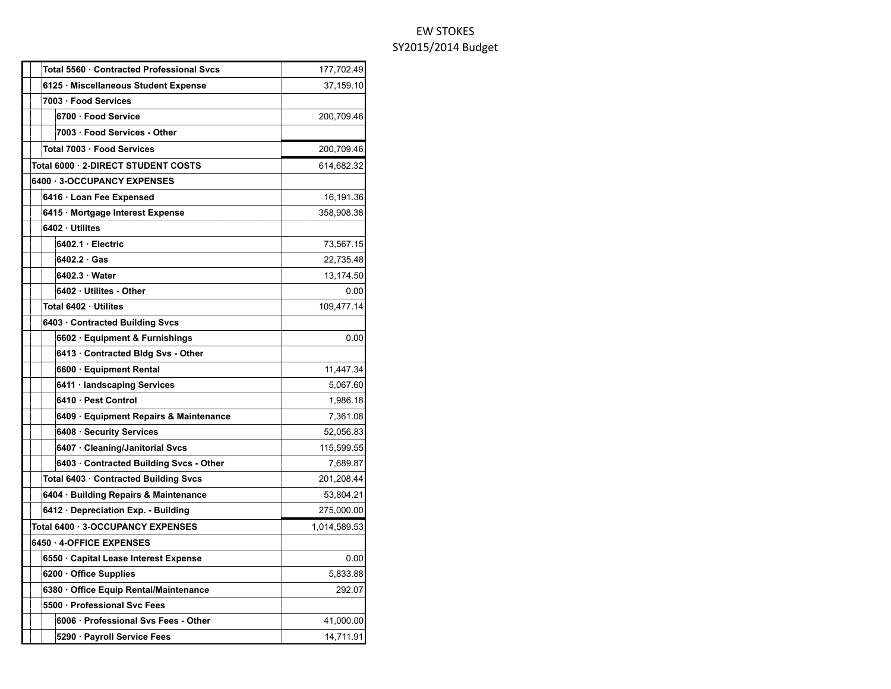EW STOKES
SY2015/2014 Budget

| Account | Amount |
|---|---|
| Total 5560 · Contracted Professional Svcs | 177,702.49 |
| 6125 · Miscellaneous Student Expense | 37,159.10 |
| 7003 · Food Services | |
| 6700 · Food Service | 200,709.46 |
| 7003 · Food Services - Other | |
| Total 7003 · Food Services | 200,709.46 |
| Total 6000 · 2-DIRECT STUDENT COSTS | 614,682.32 |
| 6400 · 3-OCCUPANCY EXPENSES | |
| 6416 · Loan Fee Expensed | 16,191.36 |
| 6415 · Mortgage Interest Expense | 358,908.38 |
| 6402 · Utilites | |
| 6402.1 · Electric | 73,567.15 |
| 6402.2 · Gas | 22,735.48 |
| 6402.3 · Water | 13,174.50 |
| 6402 · Utilites - Other | 0.00 |
| Total 6402 · Utilites | 109,477.14 |
| 6403 · Contracted Building Svcs | |
| 6602 · Equipment & Furnishings | 0.00 |
| 6413 · Contracted Bldg Svs - Other | |
| 6600 · Equipment Rental | 11,447.34 |
| 6411 · landscaping Services | 5,067.60 |
| 6410 · Pest Control | 1,986.18 |
| 6409 · Equipment Repairs & Maintenance | 7,361.08 |
| 6408 · Security Services | 52,056.83 |
| 6407 · Cleaning/Janitorial Svcs | 115,599.55 |
| 6403 · Contracted Building Svcs - Other | 7,689.87 |
| Total 6403 · Contracted Building Svcs | 201,208.44 |
| 6404 · Building Repairs & Maintenance | 53,804.21 |
| 6412 · Depreciation Exp. - Building | 275,000.00 |
| Total 6400 · 3-OCCUPANCY EXPENSES | 1,014,589.53 |
| 6450 · 4-OFFICE EXPENSES | |
| 6550 · Capital Lease Interest Expense | 0.00 |
| 6200 · Office Supplies | 5,833.88 |
| 6380 · Office Equip Rental/Maintenance | 292.07 |
| 5500 · Professional Svc Fees | |
| 6006 · Professional Svs Fees - Other | 41,000.00 |
| 5290 · Payroll Service Fees | 14,711.91 |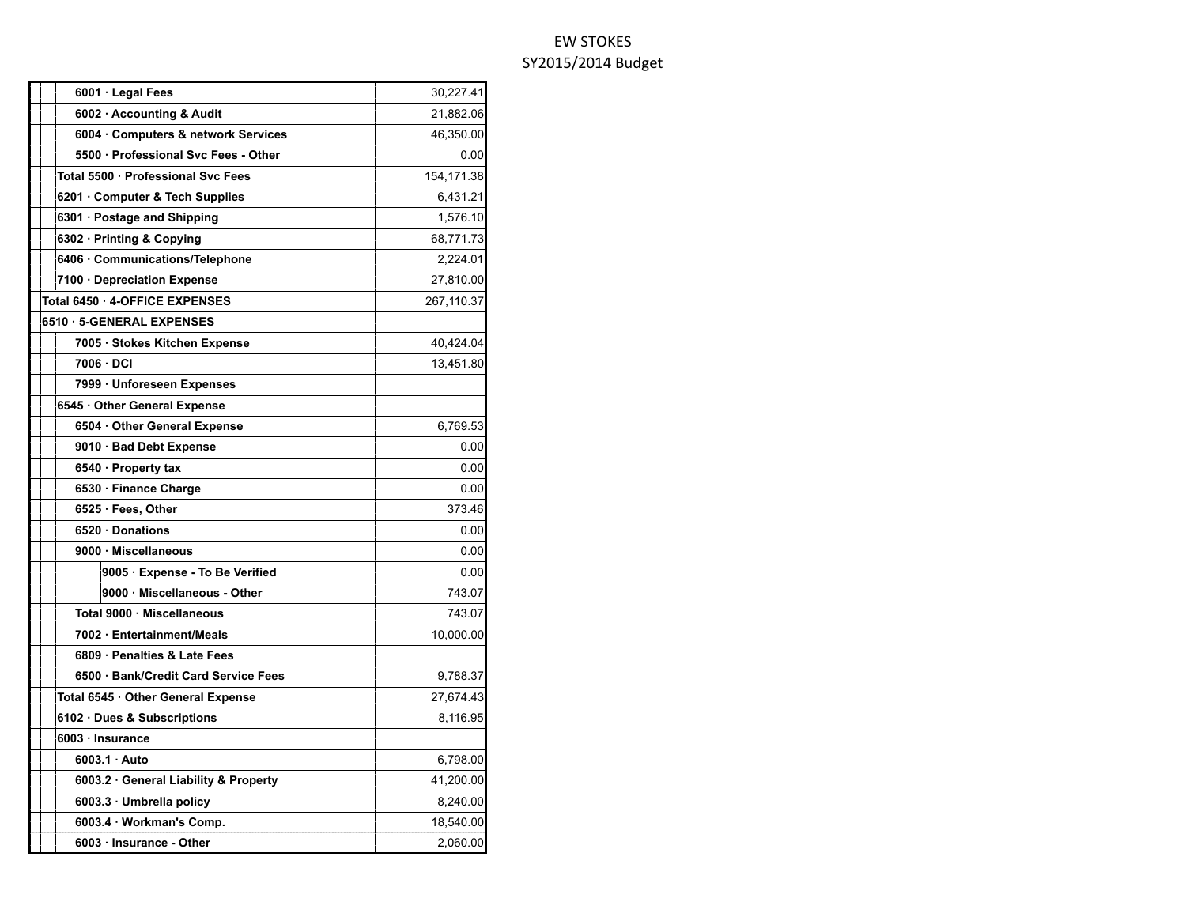# EW STOKES

## SY2015/2014 Budget

| Account | Amount |
| --- | --- |
| 6001 · Legal Fees | 30,227.41 |
| 6002 · Accounting & Audit | 21,882.06 |
| 6004 · Computers & network Services | 46,350.00 |
| 5500 · Professional Svc Fees - Other | 0.00 |
| Total 5500 · Professional Svc Fees | 154,171.38 |
| 6201 · Computer & Tech Supplies | 6,431.21 |
| 6301 · Postage and Shipping | 1,576.10 |
| 6302 · Printing & Copying | 68,771.73 |
| 6406 · Communications/Telephone | 2,224.01 |
| 7100 · Depreciation Expense | 27,810.00 |
| Total 6450 · 4-OFFICE EXPENSES | 267,110.37 |
| 6510 · 5-GENERAL EXPENSES | |
| 7005 · Stokes Kitchen Expense | 40,424.04 |
| 7006 · DCI | 13,451.80 |
| 7999 · Unforeseen Expenses | |
| 6545 · Other General Expense | |
| 6504 · Other General Expense | 6,769.53 |
| 9010 · Bad Debt Expense | 0.00 |
| 6540 · Property tax | 0.00 |
| 6530 · Finance Charge | 0.00 |
| 6525 · Fees, Other | 373.46 |
| 6520 · Donations | 0.00 |
| 9000 · Miscellaneous | 0.00 |
| 9005 · Expense - To Be Verified | 0.00 |
| 9000 · Miscellaneous - Other | 743.07 |
| Total 9000 · Miscellaneous | 743.07 |
| 7002 · Entertainment/Meals | 10,000.00 |
| 6809 · Penalties & Late Fees | |
| 6500 · Bank/Credit Card Service Fees | 9,788.37 |
| Total 6545 · Other General Expense | 27,674.43 |
| 6102 · Dues & Subscriptions | 8,116.95 |
| 6003 · Insurance | |
| 6003.1 · Auto | 6,798.00 |
| 6003.2 · General Liability & Property | 41,200.00 |
| 6003.3 · Umbrella policy | 8,240.00 |
| 6003.4 · Workman's Comp. | 18,540.00 |
| 6003 · Insurance - Other | 2,060.00 |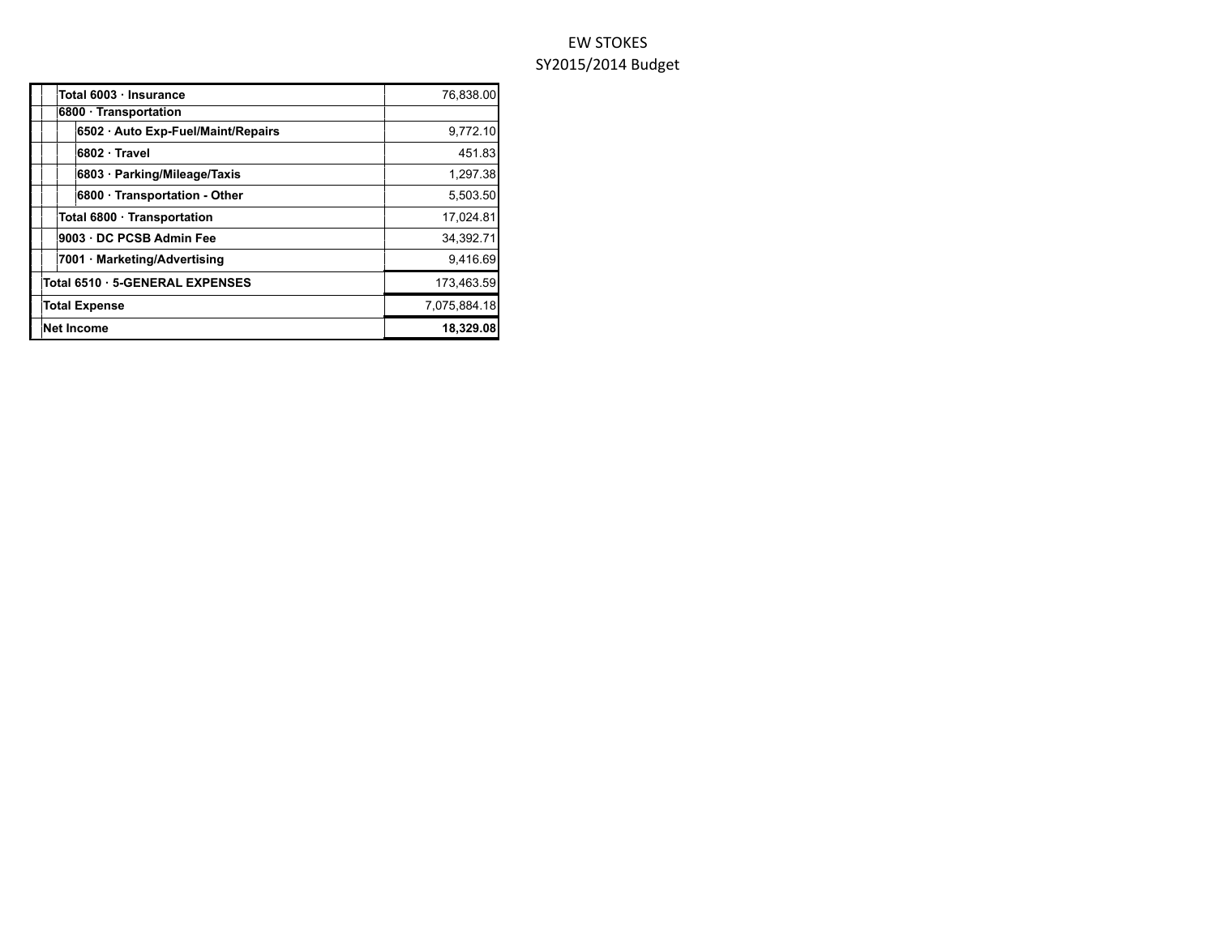EW STOKES
SY2015/2014 Budget

| | |
|---|---|
| Total 6003 · Insurance | 76,838.00 |
| 6800 · Transportation | |
| 6502 · Auto Exp-Fuel/Maint/Repairs | 9,772.10 |
| 6802 · Travel | 451.83 |
| 6803 · Parking/Mileage/Taxis | 1,297.38 |
| 6800 · Transportation - Other | 5,503.50 |
| Total 6800 · Transportation | 17,024.81 |
| 9003 · DC PCSB Admin Fee | 34,392.71 |
| 7001 · Marketing/Advertising | 9,416.69 |
| Total 6510 · 5-GENERAL EXPENSES | 173,463.59 |
| Total Expense | 7,075,884.18 |
| Net Income | **18,329.08** |